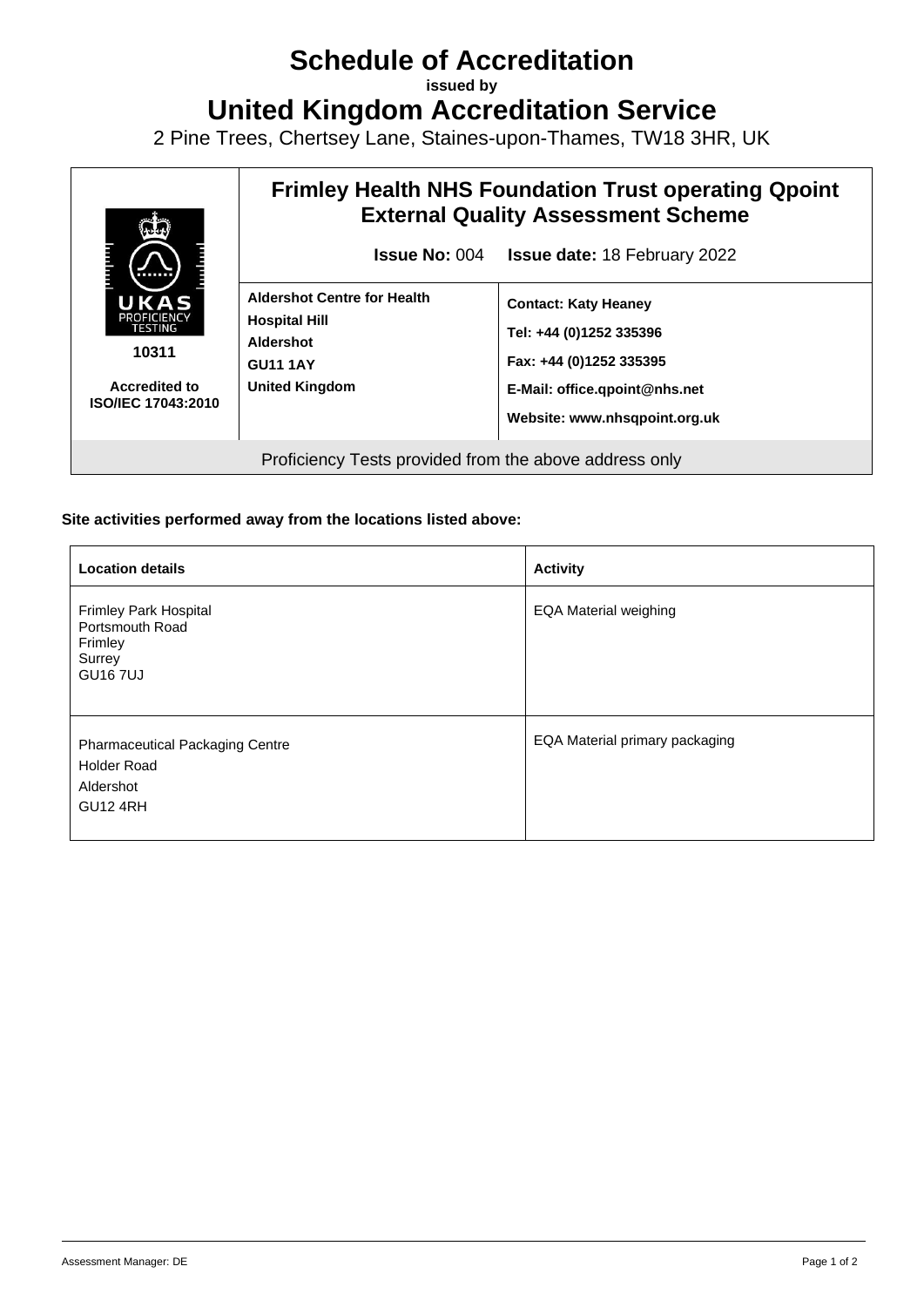# Schedule of Accreditation

**issued by**

# United Kingdom Accreditation Service

2 Pine Trees, Chertsey Lane, Staines-upon-Thames, TW18 3HR, UK

| UKAS PROFICIENCY TESTING<br>**10311**<br>**Accredited to ISO/IEC 17043:2010** | **Frimley Health NHS Foundation Trust operating Qpoint External Quality Assessment Scheme**<br>**Issue No:** 004 **Issue date:** 18 February 2022 | |
|---|---|---|
| | **Aldershot Centre for Health**<br>**Hospital Hill**<br>**Aldershot**<br>**GU11 1AY**<br>**United Kingdom** | **Contact: Katy Heaney**<br>**Tel: +44 (0)1252 335396**<br>**Fax: +44 (0)1252 335395**<br>**E-Mail: office.qpoint@nhs.net**<br>**Website: www.nhsqpoint.org.uk** |
| Proficiency Tests provided from the above address only | | |

**Site activities performed away from the locations listed above:**

| **Location details** | **Activity** |
|---|---|
| Frimley Park Hospital<br>Portsmouth Road<br>Frimley<br>Surrey<br>GU16 7UJ | EQA Material weighing |
| Pharmaceutical Packaging Centre<br>Holder Road<br>Aldershot<br>GU12 4RH | EQA Material primary packaging |

Assessment Manager: DE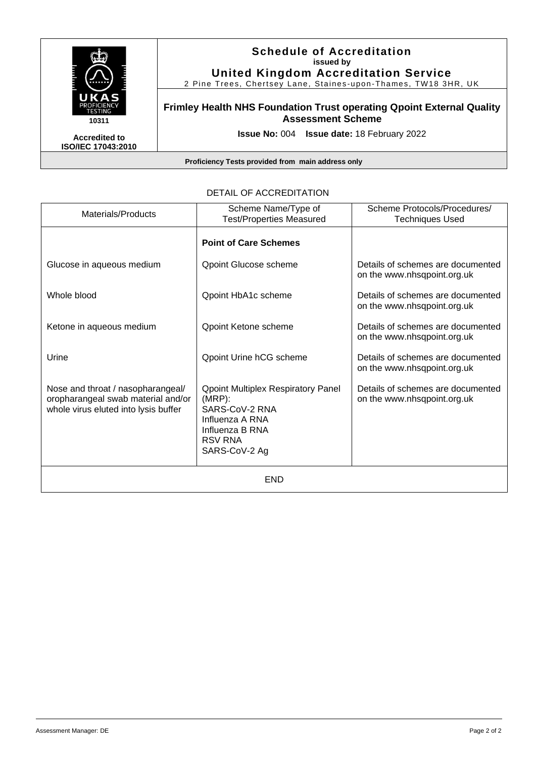**Schedule of Accreditation**
**issued by**
**United Kingdom Accreditation Service**
2 Pine Trees, Chertsey Lane, Staines-upon-Thames, TW18 3HR, UK

UKAS PROFICIENCY TESTING
**10311**

**Accredited to ISO/IEC 17043:2010**

**Frimley Health NHS Foundation Trust operating Qpoint External Quality Assessment Scheme**

**Issue No:** 004 **Issue date:** 18 February 2022

**Proficiency Tests provided from main address only**

DETAIL OF ACCREDITATION

| Materials/Products | Scheme Name/Type of Test/Properties Measured | Scheme Protocols/Procedures/ Techniques Used |
|---|---|---|
| | **Point of Care Schemes** | |
| Glucose in aqueous medium | Qpoint Glucose scheme | Details of schemes are documented on the www.nhsqpoint.org.uk |
| Whole blood | Qpoint HbA1c scheme | Details of schemes are documented on the www.nhsqpoint.org.uk |
| Ketone in aqueous medium | Qpoint Ketone scheme | Details of schemes are documented on the www.nhsqpoint.org.uk |
| Urine | Qpoint Urine hCG scheme | Details of schemes are documented on the www.nhsqpoint.org.uk |
| Nose and throat / nasopharangeal/ oropharangeal swab material and/or whole virus eluted into lysis buffer | Qpoint Multiplex Respiratory Panel (MRP):<br>SARS-CoV-2 RNA<br>Influenza A RNA<br>Influenza B RNA<br>RSV RNA<br>SARS-CoV-2 Ag | Details of schemes are documented on the www.nhsqpoint.org.uk |

END

Assessment Manager: DE